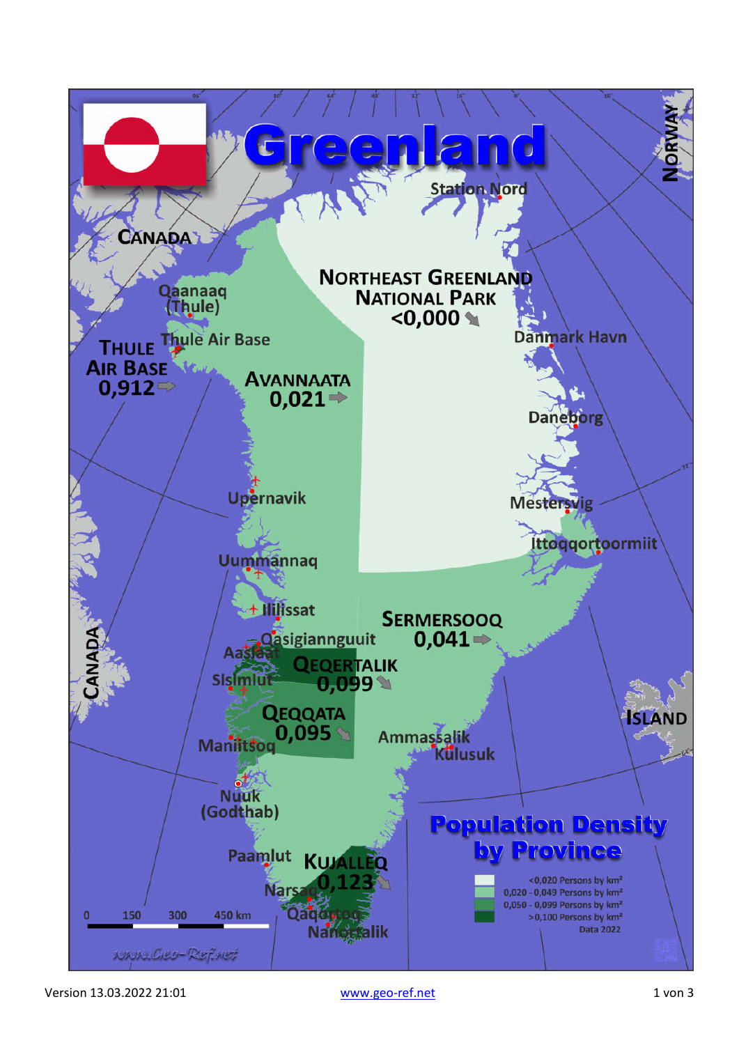# Greenland

## Population Density by Province

CANADA

Qaanaaq (Thule)

Thule Air Base

THULE AIR BASE 0,912

NORTHEAST GREENLAND NATIONAL PARK <0,000

Station Nord

Danmark Havn

AVANNAATA 0,021

Daneborg

Upernavik

Mestersvig

Ittoqqortoormiit

Uummannaq

Ilulissat

Qasigiannguit

Aasiaat

SERMERSOOQ 0,041

QEQERTALIK 0,099

Sisimiut

QEQQATA 0,095

Maniitsoq

Ammassalik

Kulusuk

ISLAND

NORWAY

Nuuk (Godthab)

Paamiut

KUJALLEQ 0,123

Narsaq

Qaqortoq

Nanortalik

0 150 300 450 km

| Legend |
| --- |
| <0,020 Persons by km² |
| 0,020 - 0,049 Persons by km² |
| 0,050 - 0,099 Persons by km² |
| >0,100 Persons by km² |

Data 2022

www.Geo-Ref.net

Version 13.03.2022 21:01

www.geo-ref.net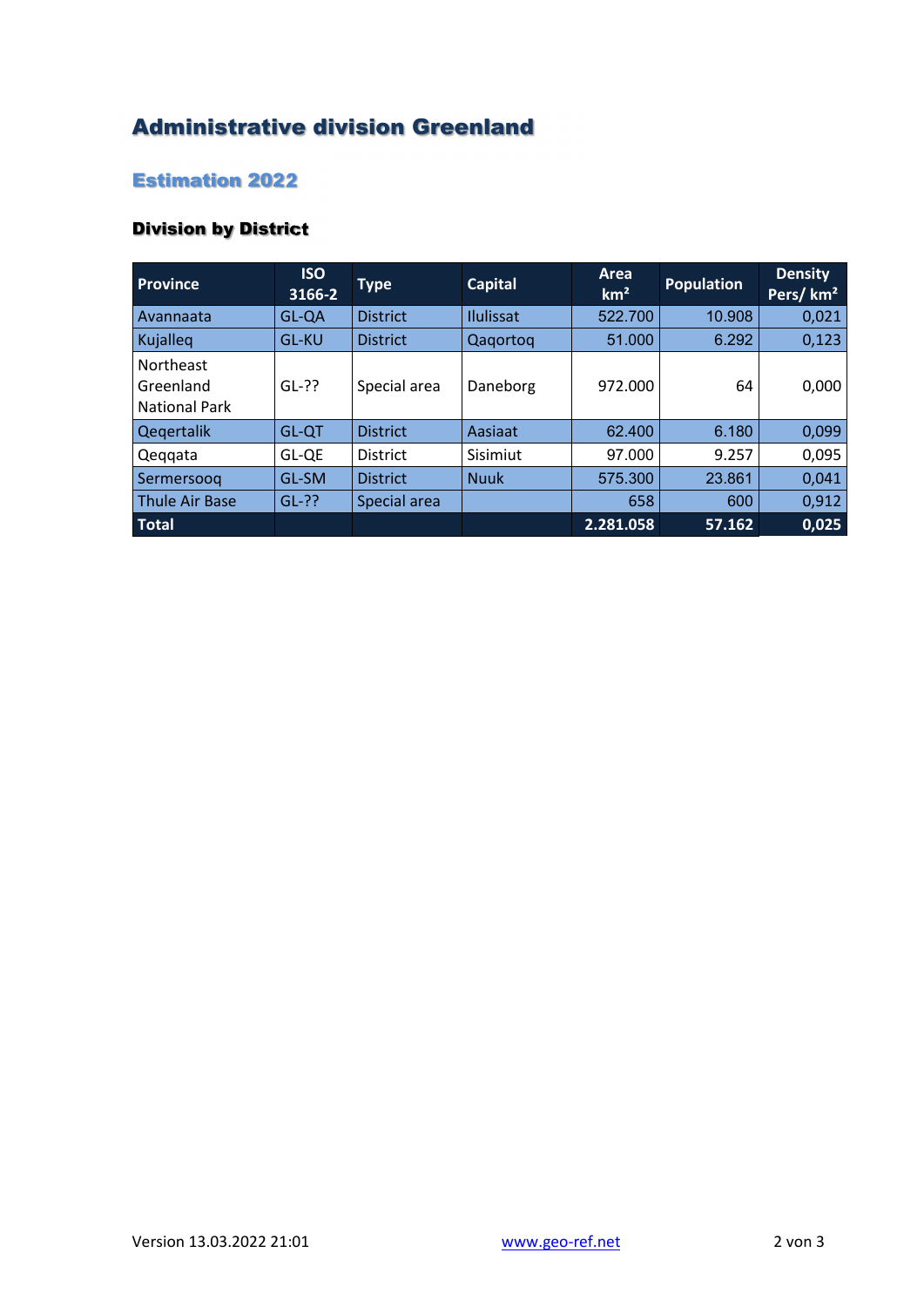# Administrative division Greenland

## Estimation 2022

### Division by District

| Province | ISO 3166-2 | Type | Capital | Area km² | Population | Density Pers/ km² |
|---|---|---|---|---|---|---|
| Avannaata | GL-QA | District | Ilulissat | 522.700 | 10.908 | 0,021 |
| Kujalleq | GL-KU | District | Qaqortoq | 51.000 | 6.292 | 0,123 |
| Northeast Greenland National Park | GL-?? | Special area | Daneborg | 972.000 | 64 | 0,000 |
| Qeqertalik | GL-QT | District | Aasiaat | 62.400 | 6.180 | 0,099 |
| Qeqqata | GL-QE | District | Sisimiut | 97.000 | 9.257 | 0,095 |
| Sermersooq | GL-SM | District | Nuuk | 575.300 | 23.861 | 0,041 |
| Thule Air Base | GL-?? | Special area | | 658 | 600 | 0,912 |
| **Total** | | | | **2.281.058** | **57.162** | **0,025** |

Version 13.03.2022 21:01 www.geo-ref.net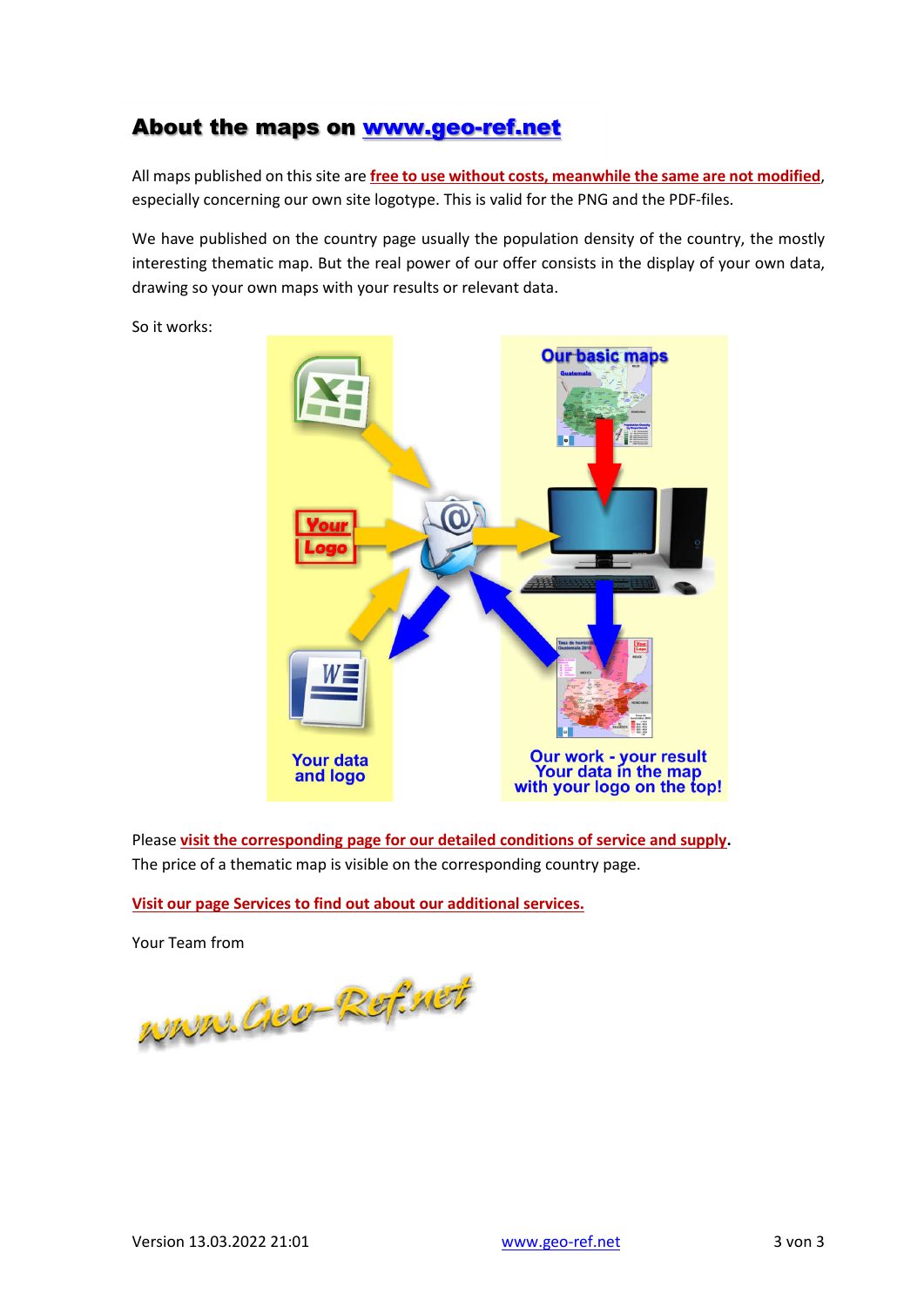## About the maps on www.geo-ref.net

All maps published on this site are **free to use without costs, meanwhile the same are not modified**, especially concerning our own site logotype. This is valid for the PNG and the PDF-files.

We have published on the country page usually the population density of the country, the mostly interesting thematic map. But the real power of our offer consists in the display of your own data, drawing so your own maps with your results or relevant data.

So it works:

Our basic maps

Your data and logo

Our work - your result
Your data in the map
with your logo on the top!

Please **visit the corresponding page for our detailed conditions of service and supply**.
The price of a thematic map is visible on the corresponding country page.

**Visit our page Services to find out about our additional services.**

Your Team from

www.Geo-Ref.net